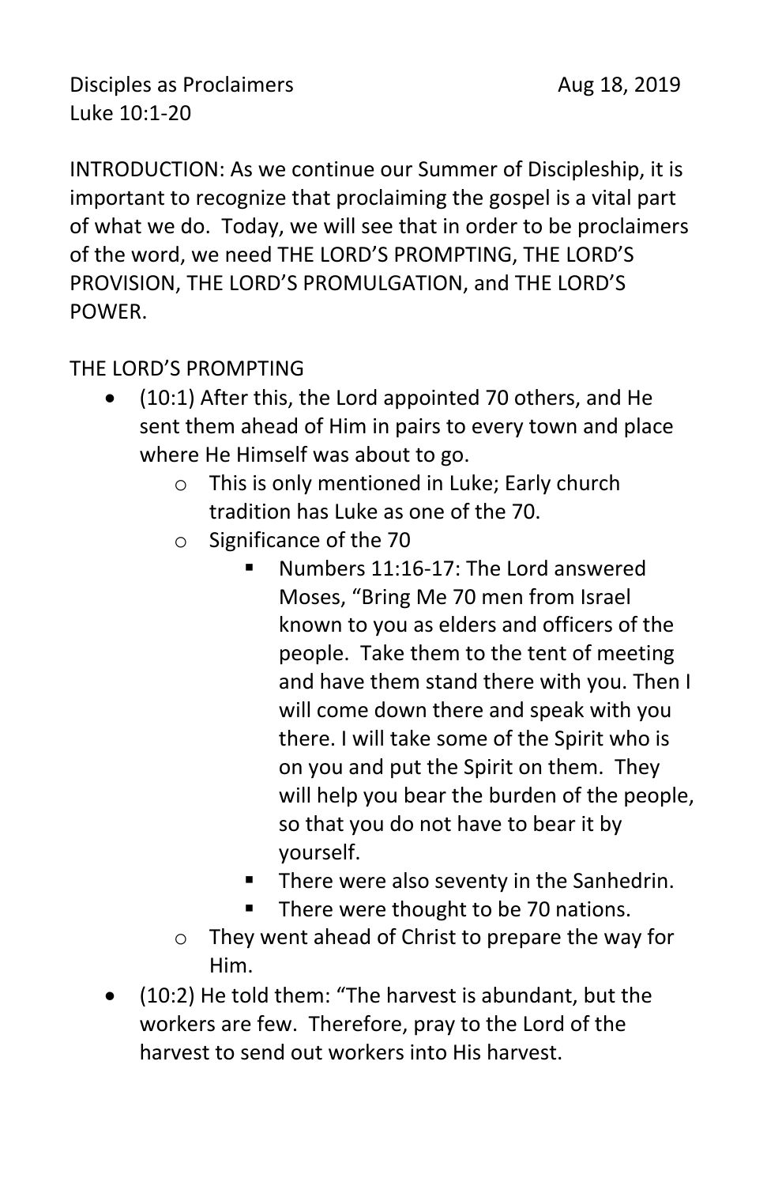Disciples as Proclaimers — Aug 18, 2019

Luke 10:1-20

INTRODUCTION: As we continue our Summer of Discipleship, it is important to recognize that proclaiming the gospel is a vital part of what we do. Today, we will see that in order to be proclaimers of the word, we need THE LORD'S PROMPTING, THE LORD'S PROVISION, THE LORD'S PROMULGATION, and THE LORD'S POWER.

THE LORD'S PROMPTING

- (10:1) After this, the Lord appointed 70 others, and He sent them ahead of Him in pairs to every town and place where He Himself was about to go.
  - This is only mentioned in Luke; Early church tradition has Luke as one of the 70.
  - Significance of the 70
    - Numbers 11:16-17: The Lord answered Moses, "Bring Me 70 men from Israel known to you as elders and officers of the people. Take them to the tent of meeting and have them stand there with you. Then I will come down there and speak with you there. I will take some of the Spirit who is on you and put the Spirit on them. They will help you bear the burden of the people, so that you do not have to bear it by yourself.
    - There were also seventy in the Sanhedrin.
    - There were thought to be 70 nations.
  - They went ahead of Christ to prepare the way for Him.
- (10:2) He told them: "The harvest is abundant, but the workers are few. Therefore, pray to the Lord of the harvest to send out workers into His harvest.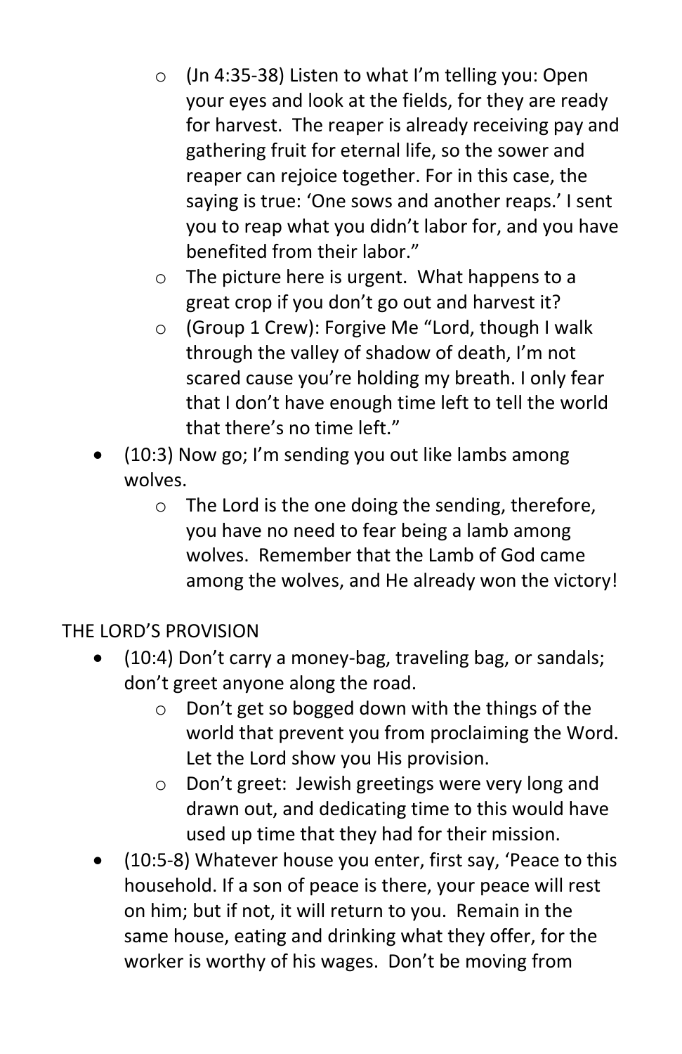- (Jn 4:35-38) Listen to what I'm telling you: Open your eyes and look at the fields, for they are ready for harvest. The reaper is already receiving pay and gathering fruit for eternal life, so the sower and reaper can rejoice together. For in this case, the saying is true: 'One sows and another reaps.' I sent you to reap what you didn't labor for, and you have benefited from their labor."
  - The picture here is urgent. What happens to a great crop if you don't go out and harvest it?
  - (Group 1 Crew): Forgive Me "Lord, though I walk through the valley of shadow of death, I'm not scared cause you're holding my breath. I only fear that I don't have enough time left to tell the world that there's no time left."
- (10:3) Now go; I'm sending you out like lambs among wolves.
  - The Lord is the one doing the sending, therefore, you have no need to fear being a lamb among wolves. Remember that the Lamb of God came among the wolves, and He already won the victory!

THE LORD'S PROVISION

- (10:4) Don't carry a money-bag, traveling bag, or sandals; don't greet anyone along the road.
  - Don't get so bogged down with the things of the world that prevent you from proclaiming the Word. Let the Lord show you His provision.
  - Don't greet: Jewish greetings were very long and drawn out, and dedicating time to this would have used up time that they had for their mission.
- (10:5-8) Whatever house you enter, first say, 'Peace to this household. If a son of peace is there, your peace will rest on him; but if not, it will return to you. Remain in the same house, eating and drinking what they offer, for the worker is worthy of his wages. Don't be moving from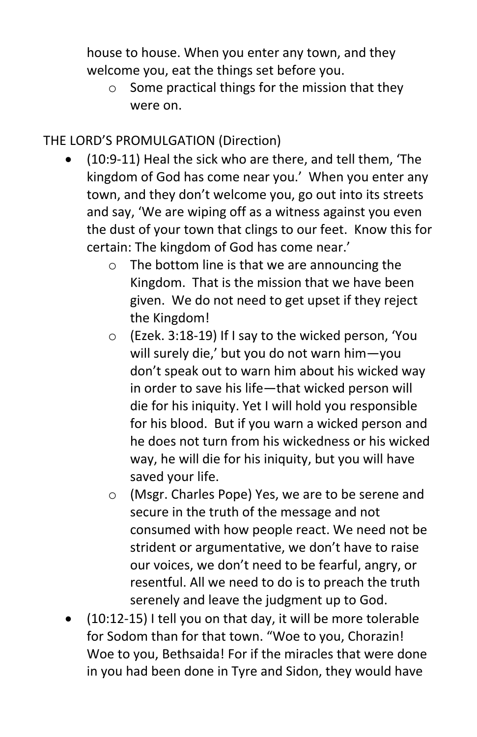house to house. When you enter any town, and they welcome you, eat the things set before you.

  - Some practical things for the mission that they were on.

THE LORD'S PROMULGATION (Direction)

- (10:9-11) Heal the sick who are there, and tell them, 'The kingdom of God has come near you.' When you enter any town, and they don't welcome you, go out into its streets and say, 'We are wiping off as a witness against you even the dust of your town that clings to our feet. Know this for certain: The kingdom of God has come near.'
  - The bottom line is that we are announcing the Kingdom. That is the mission that we have been given. We do not need to get upset if they reject the Kingdom!
  - (Ezek. 3:18-19) If I say to the wicked person, 'You will surely die,' but you do not warn him—you don't speak out to warn him about his wicked way in order to save his life—that wicked person will die for his iniquity. Yet I will hold you responsible for his blood. But if you warn a wicked person and he does not turn from his wickedness or his wicked way, he will die for his iniquity, but you will have saved your life.
  - (Msgr. Charles Pope) Yes, we are to be serene and secure in the truth of the message and not consumed with how people react. We need not be strident or argumentative, we don't have to raise our voices, we don't need to be fearful, angry, or resentful. All we need to do is to preach the truth serenely and leave the judgment up to God.
- (10:12-15) I tell you on that day, it will be more tolerable for Sodom than for that town. "Woe to you, Chorazin! Woe to you, Bethsaida! For if the miracles that were done in you had been done in Tyre and Sidon, they would have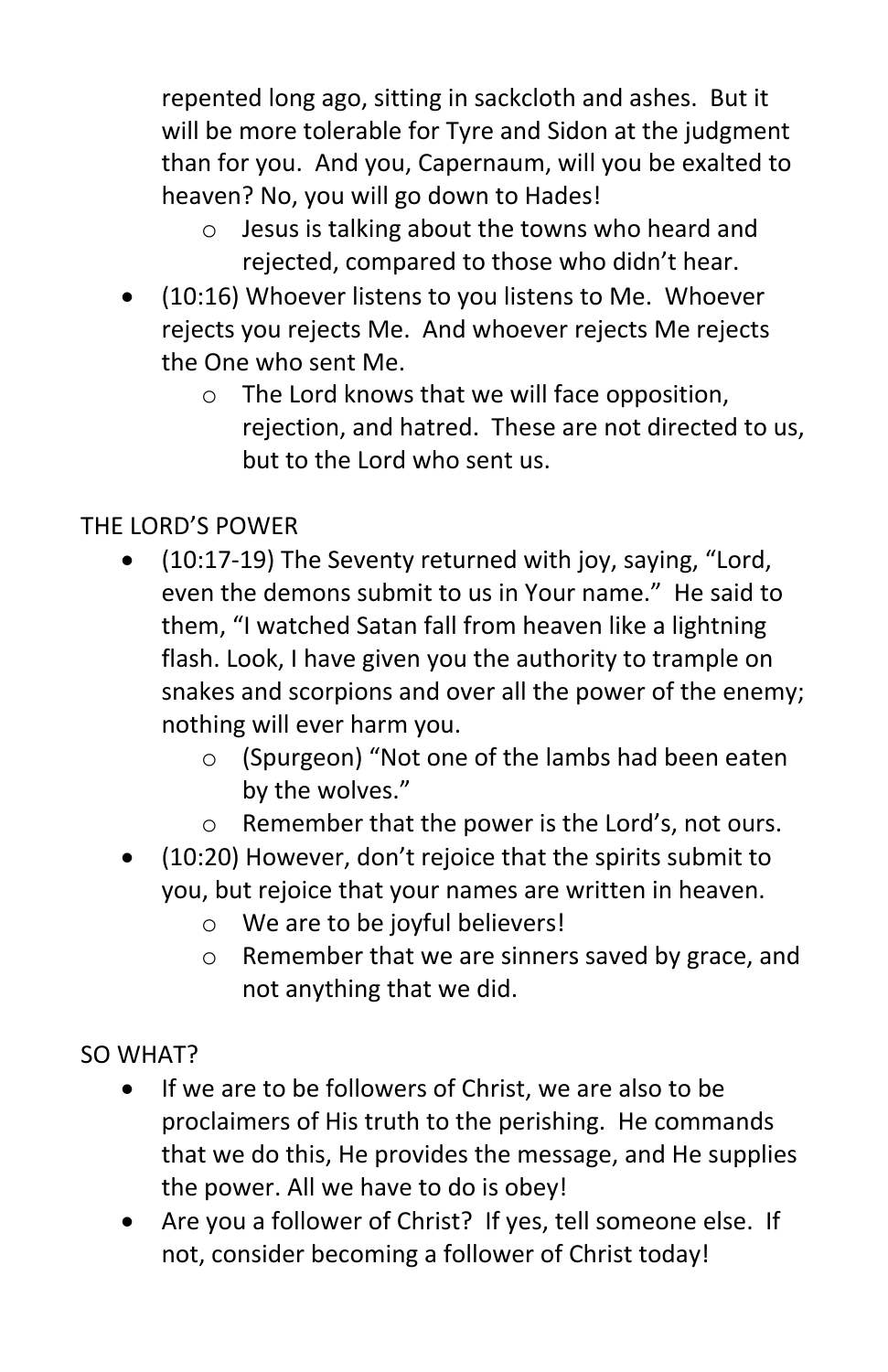repented long ago, sitting in sackcloth and ashes. But it will be more tolerable for Tyre and Sidon at the judgment than for you. And you, Capernaum, will you be exalted to heaven? No, you will go down to Hades!

  - Jesus is talking about the towns who heard and rejected, compared to those who didn't hear.

- (10:16) Whoever listens to you listens to Me. Whoever rejects you rejects Me. And whoever rejects Me rejects the One who sent Me.
  - The Lord knows that we will face opposition, rejection, and hatred. These are not directed to us, but to the Lord who sent us.

THE LORD'S POWER

- (10:17-19) The Seventy returned with joy, saying, "Lord, even the demons submit to us in Your name." He said to them, "I watched Satan fall from heaven like a lightning flash. Look, I have given you the authority to trample on snakes and scorpions and over all the power of the enemy; nothing will ever harm you.
  - (Spurgeon) "Not one of the lambs had been eaten by the wolves."
  - Remember that the power is the Lord's, not ours.
- (10:20) However, don't rejoice that the spirits submit to you, but rejoice that your names are written in heaven.
  - We are to be joyful believers!
  - Remember that we are sinners saved by grace, and not anything that we did.

SO WHAT?

- If we are to be followers of Christ, we are also to be proclaimers of His truth to the perishing. He commands that we do this, He provides the message, and He supplies the power. All we have to do is obey!
- Are you a follower of Christ? If yes, tell someone else. If not, consider becoming a follower of Christ today!